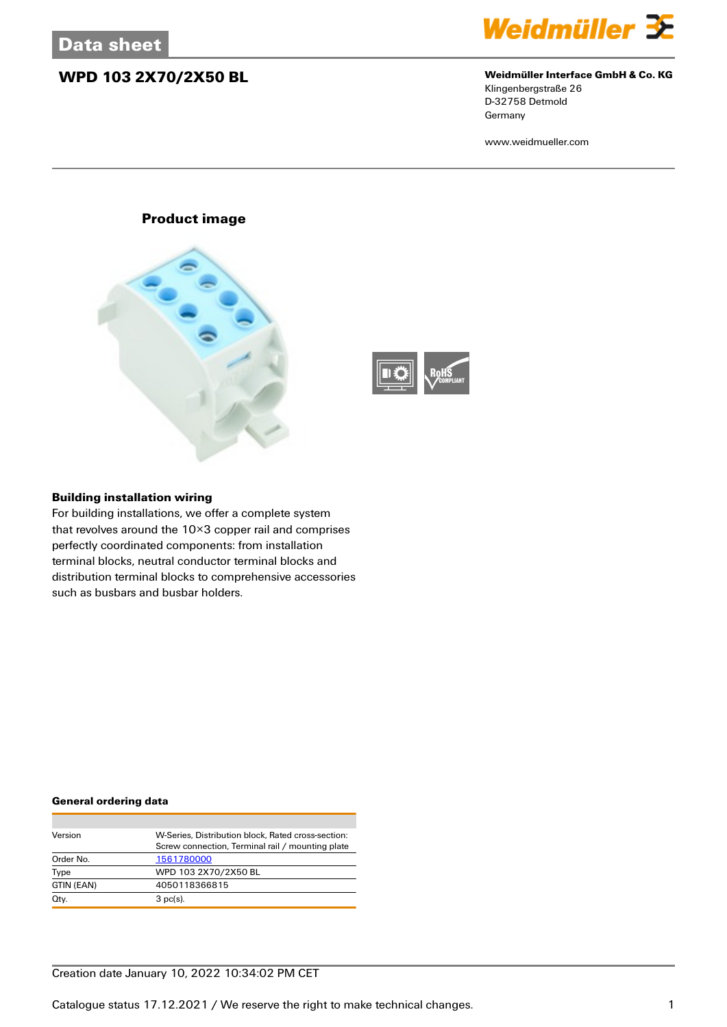# Data sheet

## WPD 103 2X70/2X50 BL

**Weidmüller Interface GmbH & Co. KG**
Klingenbergstraße 26
D-32758 Detmold
Germany

www.weidmueller.com

### Product image

### Building installation wiring

For building installations, we offer a complete system that revolves around the 10×3 copper rail and comprises perfectly coordinated components: from installation terminal blocks, neutral conductor terminal blocks and distribution terminal blocks to comprehensive accessories such as busbars and busbar holders.

### General ordering data

| | |
|---|---|
| Version | W-Series, Distribution block, Rated cross-section: Screw connection, Terminal rail / mounting plate |
| Order No. | 1561780000 |
| Type | WPD 103 2X70/2X50 BL |
| GTIN (EAN) | 4050118366815 |
| Qty. | 3 pc(s). |

Creation date January 10, 2022 10:34:02 PM CET

Catalogue status 17.12.2021 / We reserve the right to make technical changes.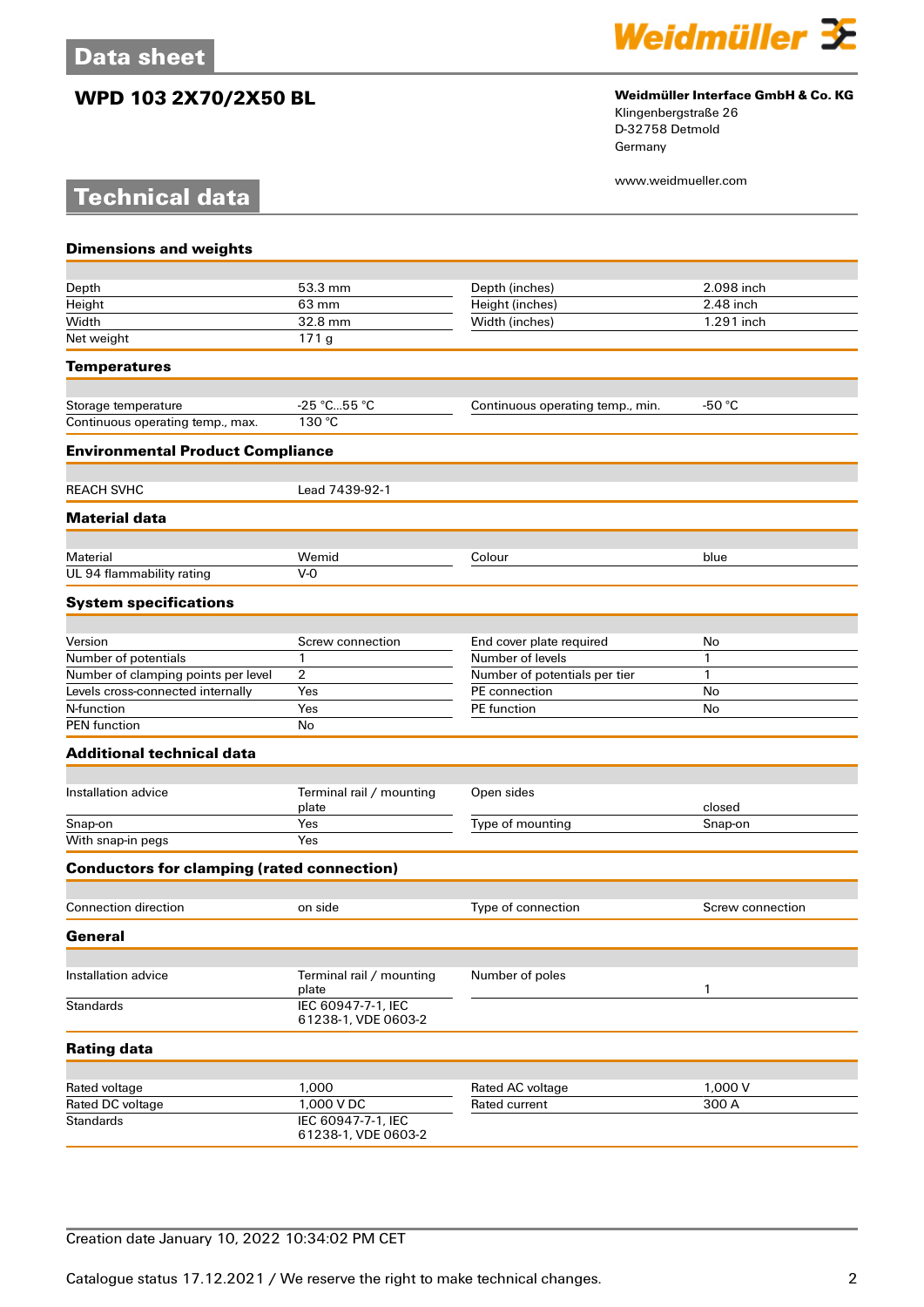# WPD 103 2X70/2X50 BL

**Weidmüller Interface GmbH & Co. KG**
Klingenbergstraße 26
D-32758 Detmold
Germany

www.weidmueller.com

## Technical data

### Dimensions and weights

| | | | |
|---|---|---|---|
| Depth | 53.3 mm | Depth (inches) | 2.098 inch |
| Height | 63 mm | Height (inches) | 2.48 inch |
| Width | 32.8 mm | Width (inches) | 1.291 inch |
| Net weight | 171 g | | |

### Temperatures

| | | | |
|---|---|---|---|
| Storage temperature | -25 °C...55 °C | Continuous operating temp., min. | -50 °C |
| Continuous operating temp., max. | 130 °C | | |

### Environmental Product Compliance

| | |
|---|---|
| REACH SVHC | Lead 7439-92-1 |

### Material data

| | | | |
|---|---|---|---|
| Material | Wemid | Colour | blue |
| UL 94 flammability rating | V-0 | | |

### System specifications

| | | | |
|---|---|---|---|
| Version | Screw connection | End cover plate required | No |
| Number of potentials | 1 | Number of levels | 1 |
| Number of clamping points per level | 2 | Number of potentials per tier | 1 |
| Levels cross-connected internally | Yes | PE connection | No |
| N-function | Yes | PE function | No |
| PEN function | No | | |

### Additional technical data

| | | | |
|---|---|---|---|
| Installation advice | Terminal rail / mounting plate | Open sides | closed |
| Snap-on | Yes | Type of mounting | Snap-on |
| With snap-in pegs | Yes | | |

### Conductors for clamping (rated connection)

| | | | |
|---|---|---|---|
| Connection direction | on side | Type of connection | Screw connection |

### General

| | | | |
|---|---|---|---|
| Installation advice | Terminal rail / mounting plate | Number of poles | 1 |
| Standards | IEC 60947-7-1, IEC 61238-1, VDE 0603-2 | | |

### Rating data

| | | | |
|---|---|---|---|
| Rated voltage | 1,000 | Rated AC voltage | 1,000 V |
| Rated DC voltage | 1,000 V DC | Rated current | 300 A |
| Standards | IEC 60947-7-1, IEC 61238-1, VDE 0603-2 | | |

Creation date January 10, 2022 10:34:02 PM CET

Catalogue status 17.12.2021 / We reserve the right to make technical changes.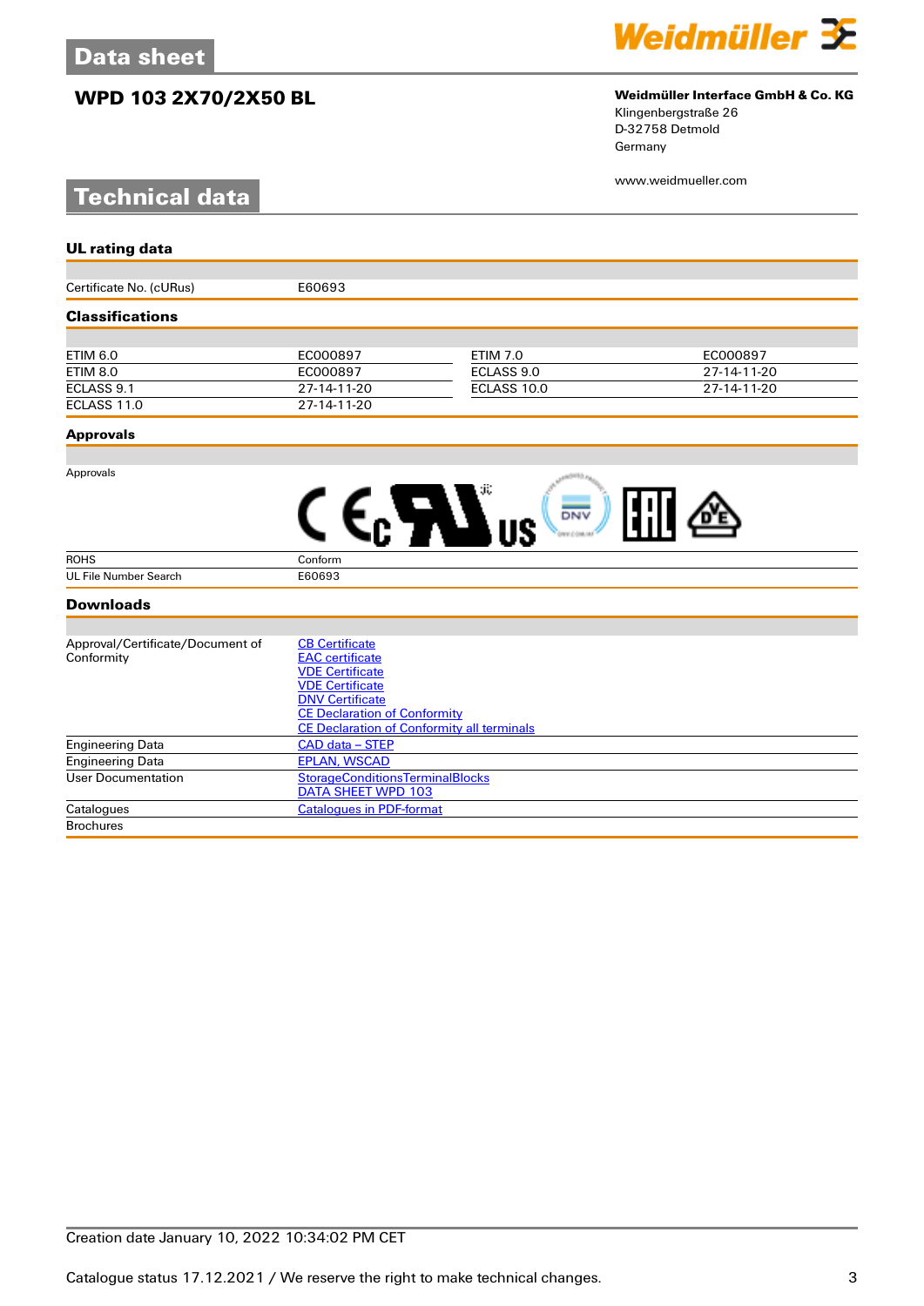# Data sheet

## WPD 103 2X70/2X50 BL

**Weidmüller Interface GmbH & Co. KG**
Klingenbergstraße 26
D-32758 Detmold
Germany

www.weidmueller.com

# Technical data

### UL rating data

| | |
|---|---|
| Certificate No. (cURus) | E60693 |

### Classifications

| | | | |
|---|---|---|---|
| ETIM 6.0 | EC000897 | ETIM 7.0 | EC000897 |
| ETIM 8.0 | EC000897 | ECLASS 9.0 | 27-14-11-20 |
| ECLASS 9.1 | 27-14-11-20 | ECLASS 10.0 | 27-14-11-20 |
| ECLASS 11.0 | 27-14-11-20 | | |

### Approvals

| | |
|---|---|
| Approvals | |
| ROHS | Conform |
| UL File Number Search | E60693 |

### Downloads

| | |
|---|---|
| Approval/Certificate/Document of Conformity | CB Certificate<br>EAC certificate<br>VDE Certificate<br>VDE Certificate<br>DNV Certificate<br>CE Declaration of Conformity<br>CE Declaration of Conformity all terminals |
| Engineering Data | CAD data – STEP |
| Engineering Data | EPLAN, WSCAD |
| User Documentation | StorageConditionsTerminalBlocks<br>DATA SHEET WPD 103 |
| Catalogues | Catalogues in PDF-format |
| Brochures | |

Creation date January 10, 2022 10:34:02 PM CET

Catalogue status 17.12.2021 / We reserve the right to make technical changes.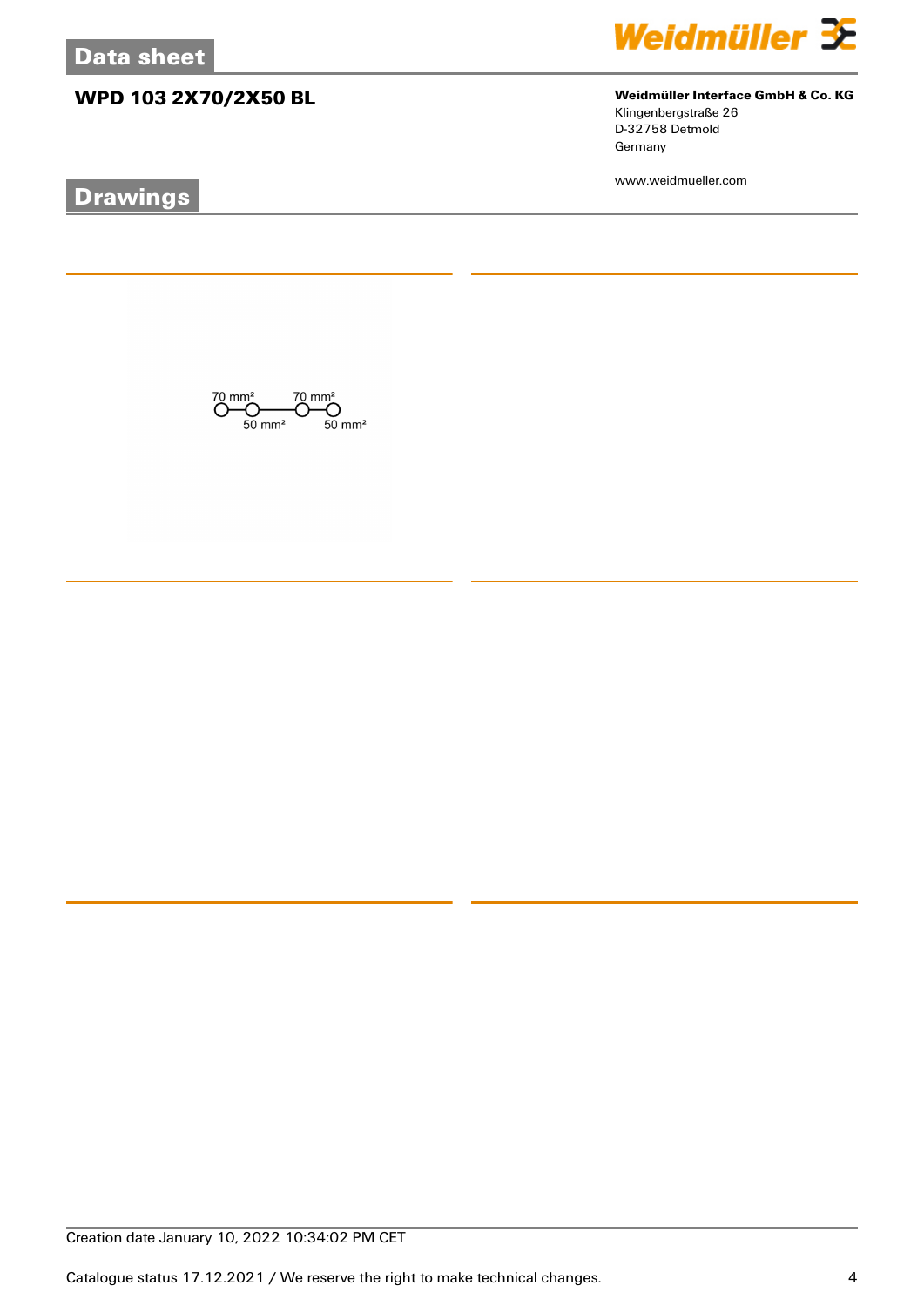# Data sheet

## WPD 103 2X70/2X50 BL

**Weidmüller Interface GmbH & Co. KG**
Klingenbergstraße 26
D-32758 Detmold
Germany

www.weidmueller.com

## Drawings

70 mm² 70 mm²
50 mm² 50 mm²

Creation date January 10, 2022 10:34:02 PM CET

Catalogue status 17.12.2021 / We reserve the right to make technical changes.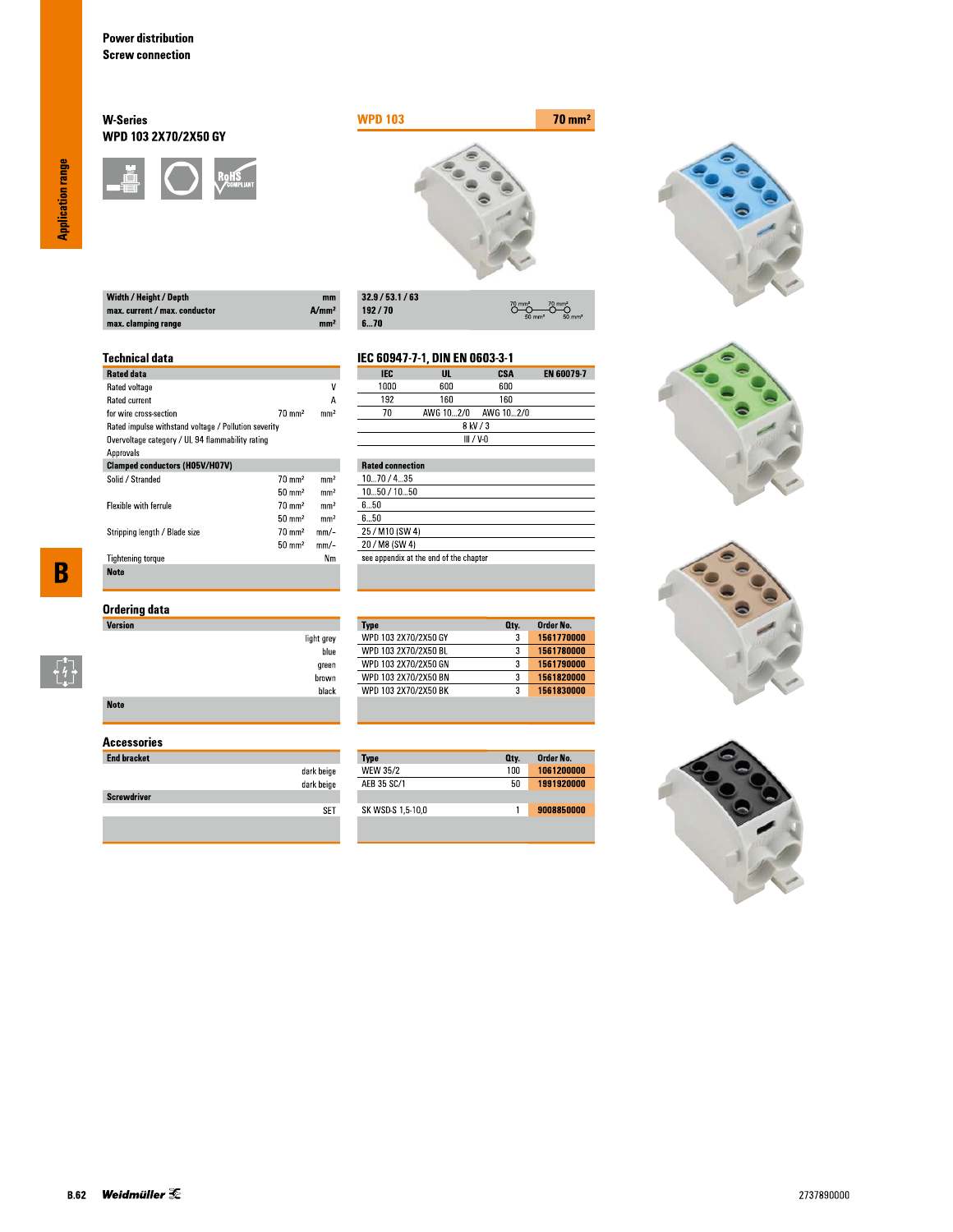Power distribution
Screw connection

## W-Series
### WPD 103 2X70/2X50 GY

**WPD 103** — **70 mm²**

| | | |
|---|---|---|
| **Width / Height / Depth** | mm | **32.9 / 53.1 / 63** |
| **max. current / max. conductor** | A/mm² | **192 / 70** |
| **max. clamping range** | mm² | **6...70** |

## Technical data

**IEC 60947-7-1, DIN EN 0603-3-1**

| Rated data | | | IEC | UL | CSA | EN 60079-7 |
|---|---|---|---|---|---|---|
| Rated voltage | | V | 1000 | 600 | 600 | |
| Rated current | | A | 192 | 160 | 160 | |
| for wire cross-section | 70 mm² | mm² | 70 | AWG 10...2/0 | AWG 10...2/0 | |
| Rated impulse withstand voltage / Pollution severity | | | 8 kV / 3 | | | |
| Overvoltage category / UL 94 flammability rating | | | III / V-0 | | | |
| Approvals | | | | | | |

| Clamped conductors (H05V/H07V) | | | Rated connection |
|---|---|---|---|
| Solid / Stranded | 70 mm² | mm² | 10...70 / 4...35 |
| | 50 mm² | mm² | 10...50 / 10...50 |
| Flexible with ferrule | 70 mm² | mm² | 6...50 |
| | 50 mm² | mm² | 6...50 |
| Stripping length / Blade size | 70 mm² | mm/– | 25 / M10 (SW 4) |
| | 50 mm² | mm/– | 20 / M8 (SW 4) |
| Tightening torque | | Nm | see appendix at the end of the chapter |
| **Note** | | | |

## Ordering data

| Version | Type | Qty. | Order No. |
|---|---|---|---|
| light grey | WPD 103 2X70/2X50 GY | 3 | **1561770000** |
| blue | WPD 103 2X70/2X50 BL | 3 | **1561780000** |
| green | WPD 103 2X70/2X50 GN | 3 | **1561790000** |
| brown | WPD 103 2X70/2X50 BN | 3 | **1561820000** |
| black | WPD 103 2X70/2X50 BK | 3 | **1561830000** |
| **Note** | | | |

## Accessories

| | Type | Qty. | Order No. |
|---|---|---|---|
| **End bracket** | | | |
| dark beige | WEW 35/2 | 100 | **1061200000** |
| dark beige | AEB 35 SC/1 | 50 | **1991920000** |
| **Screwdriver** | | | |
| SET | SK WSD-S 1,5-10,0 | 1 | **9008850000** |

2737890000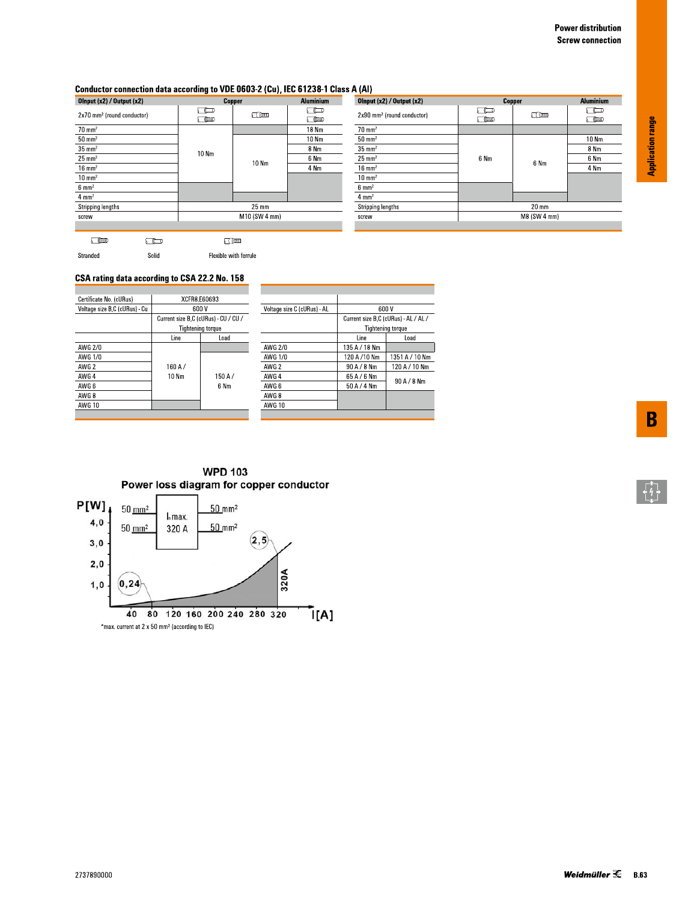## Conductor connection data according to VDE 0603-2 (Cu), IEC 61238-1 Class A (Al)

| OInput (x2) / Output (x2) | Copper | | Aluminium |
|---|---|---|---|
| 2x70 mm² (round conductor) | Solid / Stranded | Flexible with ferrule | Solid / Stranded |
| 70 mm² | 10 Nm | | 18 Nm |
| 50 mm² | 10 Nm | 10 Nm | 10 Nm |
| 35 mm² | 10 Nm | 10 Nm | 8 Nm |
| 25 mm² | 10 Nm | 10 Nm | 6 Nm |
| 16 mm² | 10 Nm | 10 Nm | 4 Nm |
| 10 mm² | 10 Nm | 10 Nm | |
| 6 mm² | | 10 Nm | |
| 4 mm² | | | |
| Stripping lengths | 25 mm | | |
| screw | M10 (SW 4 mm) | | |

| OInput (x2) / Output (x2) | Copper | | Aluminium |
|---|---|---|---|
| 2x90 mm² (round conductor) | Solid / Stranded | Flexible with ferrule | Solid / Stranded |
| 70 mm² | | | |
| 50 mm² | 6 Nm | 6 Nm | 10 Nm |
| 35 mm² | 6 Nm | 6 Nm | 8 Nm |
| 25 mm² | 6 Nm | 6 Nm | 6 Nm |
| 16 mm² | 6 Nm | 6 Nm | 4 Nm |
| 10 mm² | 6 Nm | 6 Nm | |
| 6 mm² | | 6 Nm | |
| 4 mm² | | | |
| Stripping lengths | 20 mm | | |
| screw | M8 (SW 4 mm) | | |

Stranded — Solid — Flexible with ferrule

## CSA rating data according to CSA 22.2 No. 158

| | | |
|---|---|---|
| Certificate No. (cURus) | XCFR8.E60693 | |
| Voltage size B,C (cURus) - Cu | 600 V | |
| | Current size B,C (cURus) - CU / CU / Tightening torque | |
| | Line | Load |
| AWG 2/0 | 160 A / 10 Nm | |
| AWG 1/0 | 160 A / 10 Nm | 150 A / 6 Nm |
| AWG 2 | 160 A / 10 Nm | 150 A / 6 Nm |
| AWG 4 | 160 A / 10 Nm | 150 A / 6 Nm |
| AWG 6 | 160 A / 10 Nm | 150 A / 6 Nm |
| AWG 8 | 160 A / 10 Nm | 150 A / 6 Nm |
| AWG 10 | | 150 A / 6 Nm |

| | | |
|---|---|---|
| Voltage size C (cURus) - AL | 600 V | |
| | Current size B,C (cURus) - AL / AL / Tightening torque | |
| | Line | Load |
| AWG 2/0 | 135 A / 18 Nm | |
| AWG 1/0 | 120 A /10 Nm | 1351 A / 10 Nm |
| AWG 2 | 90 A / 8 Nm | 120 A / 10 Nm |
| AWG 4 | 65 A / 6 Nm | 90 A / 8 Nm |
| AWG 6 | 50 A / 4 Nm | 90 A / 8 Nm |
| AWG 8 | | |
| AWG 10 | | |

WPD 103

Power loss diagram for copper conductor

P[W]

4,0
3,0
2,0
1,0

50 mm²
50 mm²
$I_n$ max.
320 A
50 mm²
50 mm²

2,5
0,24
320A

40 80 120 160 200 240 280 320

I[A]

*max. current at 2 x 50 mm² (according to IEC)

2737890000